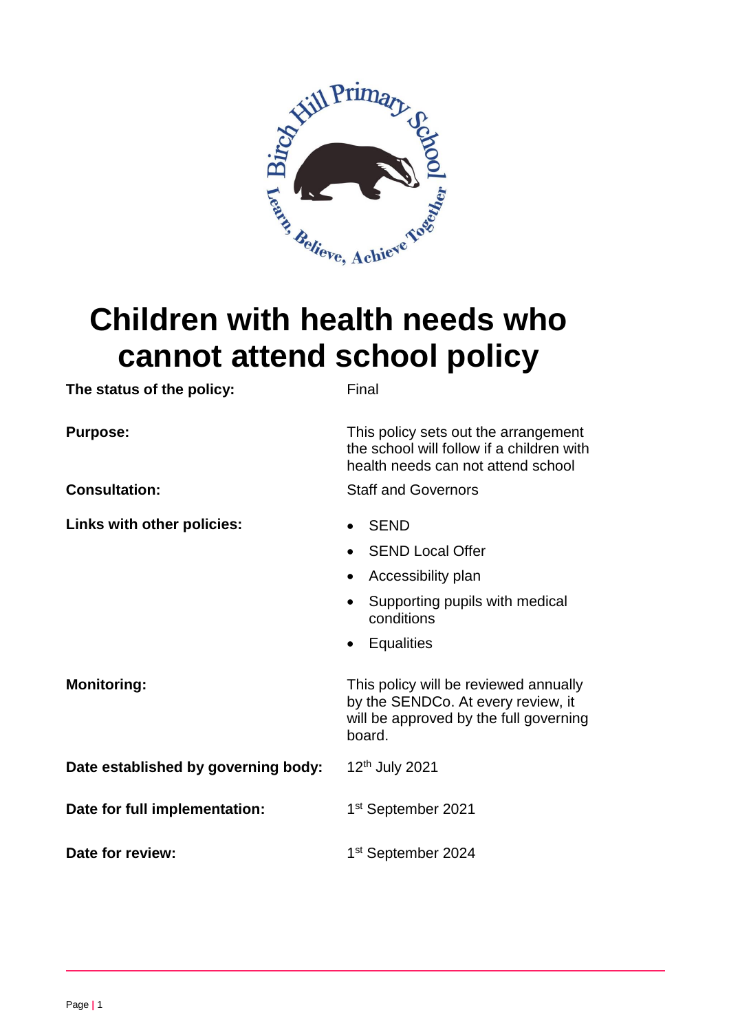# Children with health needs who cannot attend school policy

| | |
|---|---|
| **The status of the policy:** | Final |
| **Purpose:** | This policy sets out the arrangement the school will follow if a children with health needs can not attend school |
| **Consultation:** | Staff and Governors |
| **Links with other policies:** | • SEND<br>• SEND Local Offer<br>• Accessibility plan<br>• Supporting pupils with medical conditions<br>• Equalities |
| **Monitoring:** | This policy will be reviewed annually by the SENDCo. At every review, it will be approved by the full governing board. |
| **Date established by governing body:** | 12th July 2021 |
| **Date for full implementation:** | 1st September 2021 |
| **Date for review:** | 1st September 2024 |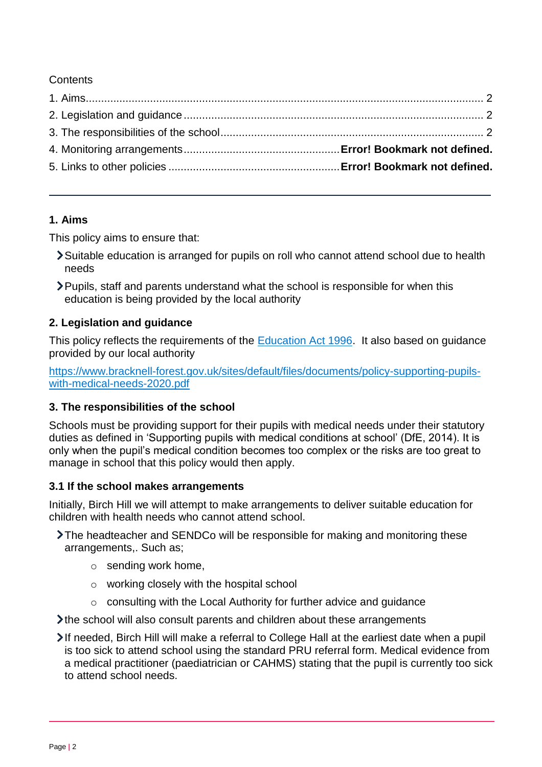Contents

1. Aims.................................................................................................................................. 2
2. Legislation and guidance ................................................................................................. 2
3. The responsibilities of the school..................................................................................... 2
4. Monitoring arrangements.................................................. **Error! Bookmark not defined.**
5. Links to other policies ....................................................... **Error! Bookmark not defined.**

---

## 1. Aims

This policy aims to ensure that:

- Suitable education is arranged for pupils on roll who cannot attend school due to health needs
- Pupils, staff and parents understand what the school is responsible for when this education is being provided by the local authority

## 2. Legislation and guidance

This policy reflects the requirements of the [Education Act 1996](). It also based on guidance provided by our local authority

[https://www.bracknell-forest.gov.uk/sites/default/files/documents/policy-supporting-pupils-with-medical-needs-2020.pdf](https://www.bracknell-forest.gov.uk/sites/default/files/documents/policy-supporting-pupils-with-medical-needs-2020.pdf)

## 3. The responsibilities of the school

Schools must be providing support for their pupils with medical needs under their statutory duties as defined in 'Supporting pupils with medical conditions at school' (DfE, 2014). It is only when the pupil's medical condition becomes too complex or the risks are too great to manage in school that this policy would then apply.

### 3.1 If the school makes arrangements

Initially, Birch Hill we will attempt to make arrangements to deliver suitable education for children with health needs who cannot attend school.

- The headteacher and SENDCo will be responsible for making and monitoring these arrangements,. Such as;
  - sending work home,
  - working closely with the hospital school
  - consulting with the Local Authority for further advice and guidance
- the school will also consult parents and children about these arrangements
- If needed, Birch Hill will make a referral to College Hall at the earliest date when a pupil is too sick to attend school using the standard PRU referral form. Medical evidence from a medical practitioner (paediatrician or CAHMS) stating that the pupil is currently too sick to attend school needs.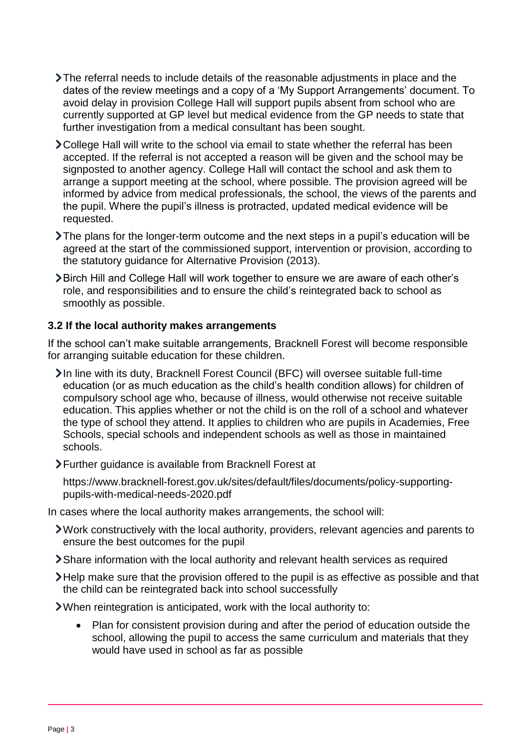- The referral needs to include details of the reasonable adjustments in place and the dates of the review meetings and a copy of a 'My Support Arrangements' document. To avoid delay in provision College Hall will support pupils absent from school who are currently supported at GP level but medical evidence from the GP needs to state that further investigation from a medical consultant has been sought.
- College Hall will write to the school via email to state whether the referral has been accepted. If the referral is not accepted a reason will be given and the school may be signposted to another agency. College Hall will contact the school and ask them to arrange a support meeting at the school, where possible. The provision agreed will be informed by advice from medical professionals, the school, the views of the parents and the pupil. Where the pupil's illness is protracted, updated medical evidence will be requested.
- The plans for the longer-term outcome and the next steps in a pupil's education will be agreed at the start of the commissioned support, intervention or provision, according to the statutory guidance for Alternative Provision (2013).
- Birch Hill and College Hall will work together to ensure we are aware of each other's role, and responsibilities and to ensure the child's reintegrated back to school as smoothly as possible.

### 3.2 If the local authority makes arrangements

If the school can't make suitable arrangements, Bracknell Forest will become responsible for arranging suitable education for these children.

- In line with its duty, Bracknell Forest Council (BFC) will oversee suitable full-time education (or as much education as the child's health condition allows) for children of compulsory school age who, because of illness, would otherwise not receive suitable education. This applies whether or not the child is on the roll of a school and whatever the type of school they attend. It applies to children who are pupils in Academies, Free Schools, special schools and independent schools as well as those in maintained schools.
- Further guidance is available from Bracknell Forest at

  https://www.bracknell-forest.gov.uk/sites/default/files/documents/policy-supporting-pupils-with-medical-needs-2020.pdf

In cases where the local authority makes arrangements, the school will:

- Work constructively with the local authority, providers, relevant agencies and parents to ensure the best outcomes for the pupil
- Share information with the local authority and relevant health services as required
- Help make sure that the provision offered to the pupil is as effective as possible and that the child can be reintegrated back into school successfully
- When reintegration is anticipated, work with the local authority to:
  - Plan for consistent provision during and after the period of education outside the school, allowing the pupil to access the same curriculum and materials that they would have used in school as far as possible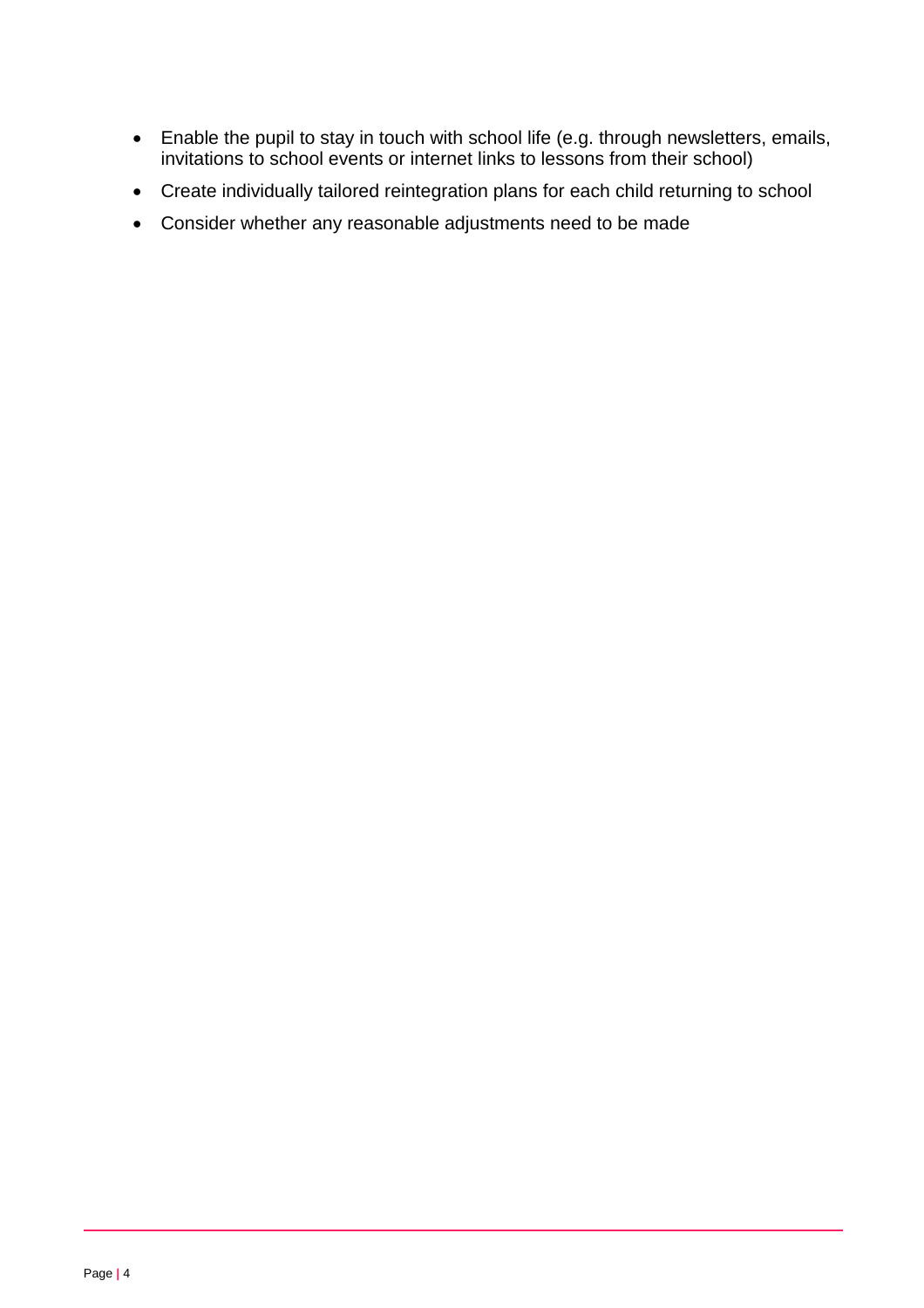- Enable the pupil to stay in touch with school life (e.g. through newsletters, emails, invitations to school events or internet links to lessons from their school)
- Create individually tailored reintegration plans for each child returning to school
- Consider whether any reasonable adjustments need to be made